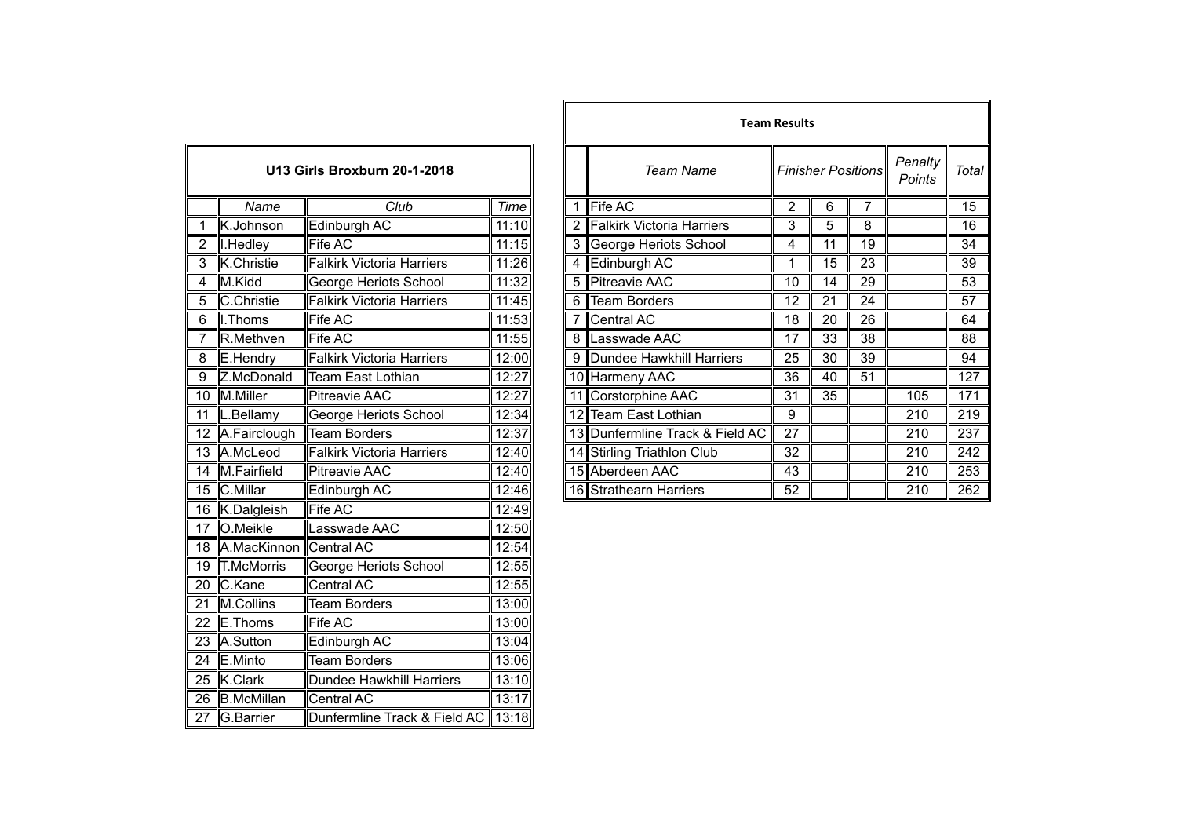## U13 Girls Broxburn 20-1-2018

| | Name | Club | Time |
|---|---|---|---|
| 1 | K.Johnson | Edinburgh AC | 11:10 |
| 2 | I.Hedley | Fife AC | 11:15 |
| 3 | K.Christie | Falkirk Victoria Harriers | 11:26 |
| 4 | M.Kidd | George Heriots School | 11:32 |
| 5 | C.Christie | Falkirk Victoria Harriers | 11:45 |
| 6 | I.Thoms | Fife AC | 11:53 |
| 7 | R.Methven | Fife AC | 11:55 |
| 8 | E.Hendry | Falkirk Victoria Harriers | 12:00 |
| 9 | Z.McDonald | Team East Lothian | 12:27 |
| 10 | M.Miller | Pitreavie AAC | 12:27 |
| 11 | L.Bellamy | George Heriots School | 12:34 |
| 12 | A.Fairclough | Team Borders | 12:37 |
| 13 | A.McLeod | Falkirk Victoria Harriers | 12:40 |
| 14 | M.Fairfield | Pitreavie AAC | 12:40 |
| 15 | C.Millar | Edinburgh AC | 12:46 |
| 16 | K.Dalgleish | Fife AC | 12:49 |
| 17 | O.Meikle | Lasswade AAC | 12:50 |
| 18 | A.MacKinnon | Central AC | 12:54 |
| 19 | T.McMorris | George Heriots School | 12:55 |
| 20 | C.Kane | Central AC | 12:55 |
| 21 | M.Collins | Team Borders | 13:00 |
| 22 | E.Thoms | Fife AC | 13:00 |
| 23 | A.Sutton | Edinburgh AC | 13:04 |
| 24 | E.Minto | Team Borders | 13:06 |
| 25 | K.Clark | Dundee Hawkhill Harriers | 13:10 |
| 26 | B.McMillan | Central AC | 13:17 |
| 27 | G.Barrier | Dunfermline Track & Field AC | 13:18 |

## Team Results

| | Team Name | Finisher Positions | | | Penalty Points | Total |
|---|---|---|---|---|---|---|
| 1 | Fife AC | 2 | 6 | 7 | | 15 |
| 2 | Falkirk Victoria Harriers | 3 | 5 | 8 | | 16 |
| 3 | George Heriots School | 4 | 11 | 19 | | 34 |
| 4 | Edinburgh AC | 1 | 15 | 23 | | 39 |
| 5 | Pitreavie AAC | 10 | 14 | 29 | | 53 |
| 6 | Team Borders | 12 | 21 | 24 | | 57 |
| 7 | Central AC | 18 | 20 | 26 | | 64 |
| 8 | Lasswade AAC | 17 | 33 | 38 | | 88 |
| 9 | Dundee Hawkhill Harriers | 25 | 30 | 39 | | 94 |
| 10 | Harmeny AAC | 36 | 40 | 51 | | 127 |
| 11 | Corstorphine AAC | 31 | 35 | | 105 | 171 |
| 12 | Team East Lothian | 9 | | | 210 | 219 |
| 13 | Dunfermline Track & Field AC | 27 | | | 210 | 237 |
| 14 | Stirling Triathlon Club | 32 | | | 210 | 242 |
| 15 | Aberdeen AAC | 43 | | | 210 | 253 |
| 16 | Strathearn Harriers | 52 | | | 210 | 262 |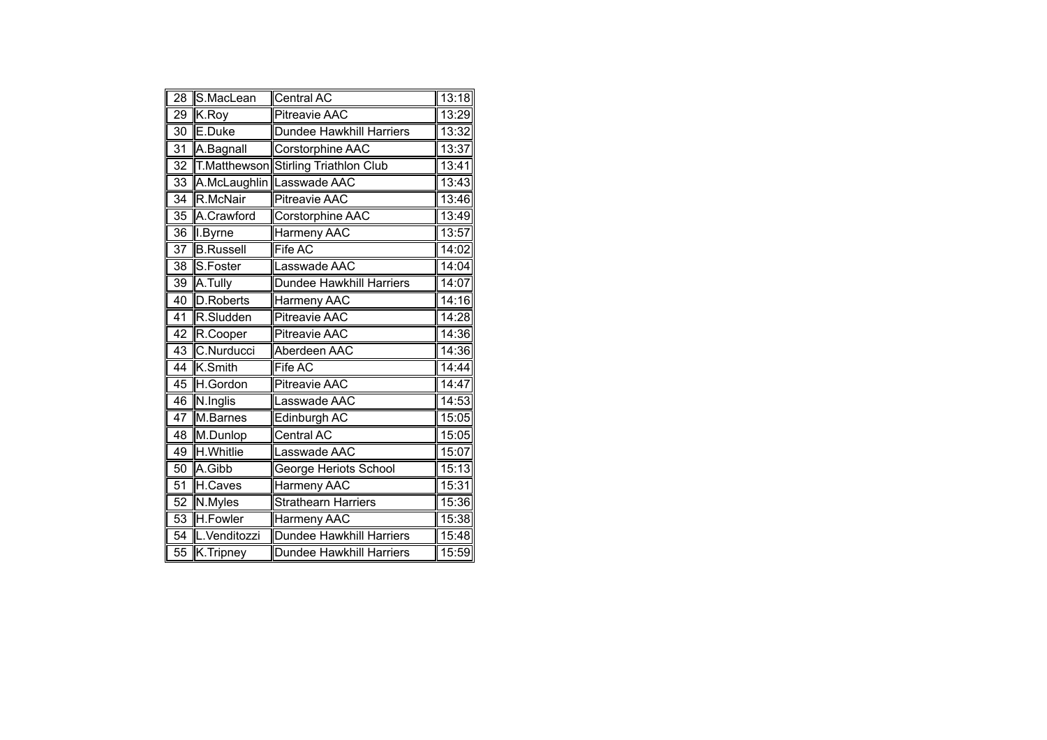| | | | |
|---|---|---|---|
| 28 | S.MacLean | Central AC | 13:18 |
| 29 | K.Roy | Pitreavie AAC | 13:29 |
| 30 | E.Duke | Dundee Hawkhill Harriers | 13:32 |
| 31 | A.Bagnall | Corstorphine AAC | 13:37 |
| 32 | T.Matthewson | Stirling Triathlon Club | 13:41 |
| 33 | A.McLaughlin | Lasswade AAC | 13:43 |
| 34 | R.McNair | Pitreavie AAC | 13:46 |
| 35 | A.Crawford | Corstorphine AAC | 13:49 |
| 36 | I.Byrne | Harmeny AAC | 13:57 |
| 37 | B.Russell | Fife AC | 14:02 |
| 38 | S.Foster | Lasswade AAC | 14:04 |
| 39 | A.Tully | Dundee Hawkhill Harriers | 14:07 |
| 40 | D.Roberts | Harmeny AAC | 14:16 |
| 41 | R.Sludden | Pitreavie AAC | 14:28 |
| 42 | R.Cooper | Pitreavie AAC | 14:36 |
| 43 | C.Nurducci | Aberdeen AAC | 14:36 |
| 44 | K.Smith | Fife AC | 14:44 |
| 45 | H.Gordon | Pitreavie AAC | 14:47 |
| 46 | N.Inglis | Lasswade AAC | 14:53 |
| 47 | M.Barnes | Edinburgh AC | 15:05 |
| 48 | M.Dunlop | Central AC | 15:05 |
| 49 | H.Whitlie | Lasswade AAC | 15:07 |
| 50 | A.Gibb | George Heriots School | 15:13 |
| 51 | H.Caves | Harmeny AAC | 15:31 |
| 52 | N.Myles | Strathearn Harriers | 15:36 |
| 53 | H.Fowler | Harmeny AAC | 15:38 |
| 54 | L.Venditozzi | Dundee Hawkhill Harriers | 15:48 |
| 55 | K.Tripney | Dundee Hawkhill Harriers | 15:59 |